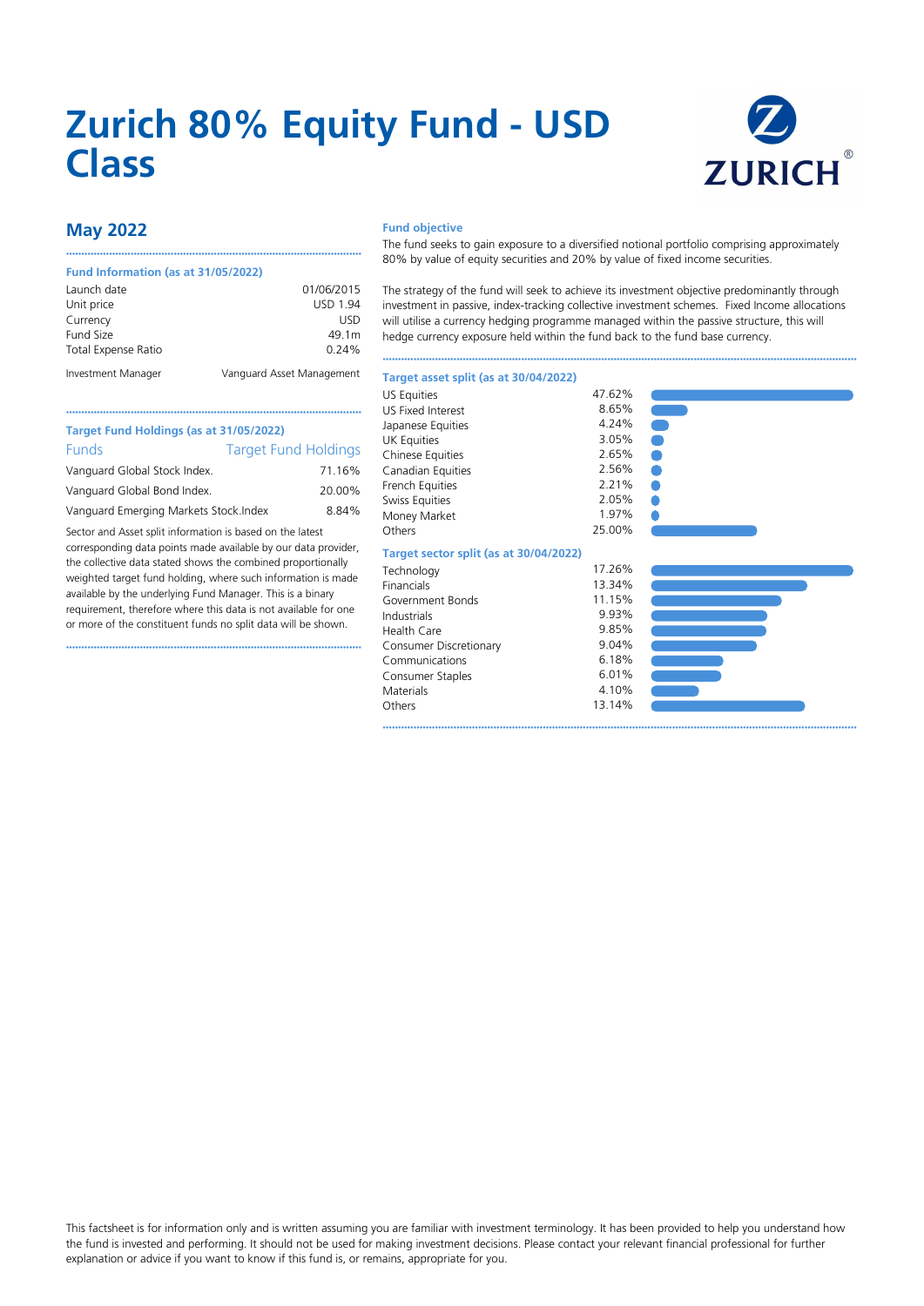# Zurich 80% Equity Fund - USD Class

## May 2022

### Fund Information (as at 31/05/2022)

| | |
|---|---|
| Launch date | 01/06/2015 |
| Unit price | USD 1.94 |
| Currency | USD |
| Fund Size | 49.1m |
| Total Expense Ratio | 0.24% |
| Investment Manager | Vanguard Asset Management |

### Target Fund Holdings (as at 31/05/2022)

| Funds | Target Fund Holdings |
|---|---|
| Vanguard Global Stock Index. | 71.16% |
| Vanguard Global Bond Index. | 20.00% |
| Vanguard Emerging Markets Stock.Index | 8.84% |

Sector and Asset split information is based on the latest corresponding data points made available by our data provider, the collective data stated shows the combined proportionally weighted target fund holding, where such information is made available by the underlying Fund Manager. This is a binary requirement, therefore where this data is not available for one or more of the constituent funds no split data will be shown.

### Fund objective

The fund seeks to gain exposure to a diversified notional portfolio comprising approximately 80% by value of equity securities and 20% by value of fixed income securities.

The strategy of the fund will seek to achieve its investment objective predominantly through investment in passive, index-tracking collective investment schemes. Fixed Income allocations will utilise a currency hedging programme managed within the passive structure, this will hedge currency exposure held within the fund back to the fund base currency.

### Target asset split (as at 30/04/2022)

| | |
|---|---|
| US Equities | 47.62% |
| US Fixed Interest | 8.65% |
| Japanese Equities | 4.24% |
| UK Equities | 3.05% |
| Chinese Equities | 2.65% |
| Canadian Equities | 2.56% |
| French Equities | 2.21% |
| Swiss Equities | 2.05% |
| Money Market | 1.97% |
| Others | 25.00% |

### Target sector split (as at 30/04/2022)

| | |
|---|---|
| Technology | 17.26% |
| Financials | 13.34% |
| Government Bonds | 11.15% |
| Industrials | 9.93% |
| Health Care | 9.85% |
| Consumer Discretionary | 9.04% |
| Communications | 6.18% |
| Consumer Staples | 6.01% |
| Materials | 4.10% |
| Others | 13.14% |

This factsheet is for information only and is written assuming you are familiar with investment terminology. It has been provided to help you understand how the fund is invested and performing. It should not be used for making investment decisions. Please contact your relevant financial professional for further explanation or advice if you want to know if this fund is, or remains, appropriate for you.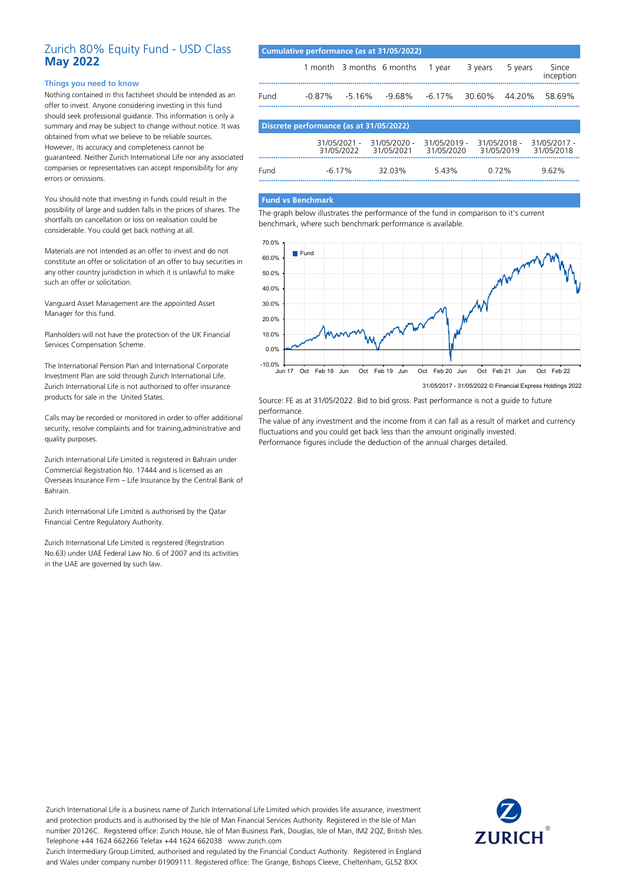# Zurich 80% Equity Fund - USD Class
## May 2022

### Things you need to know

Nothing contained in this factsheet should be intended as an offer to invest. Anyone considering investing in this fund should seek professional guidance. This information is only a summary and may be subject to change without notice. It was obtained from what we believe to be reliable sources. However, its accuracy and completeness cannot be guaranteed. Neither Zurich International Life nor any associated companies or representatives can accept responsibility for any errors or omissions.

You should note that investing in funds could result in the possibility of large and sudden falls in the prices of shares. The shortfalls on cancellation or loss on realisation could be considerable. You could get back nothing at all.

Materials are not intended as an offer to invest and do not constitute an offer or solicitation of an offer to buy securities in any other country jurisdiction in which it is unlawful to make such an offer or solicitation.

Vanguard Asset Management are the appointed Asset Manager for this fund.

Planholders will not have the protection of the UK Financial Services Compensation Scheme.

The International Pension Plan and International Corporate Investment Plan are sold through Zurich International Life. Zurich International Life is not authorised to offer insurance products for sale in the United States.

Calls may be recorded or monitored in order to offer additional security, resolve complaints and for training,administrative and quality purposes.

Zurich International Life Limited is registered in Bahrain under Commercial Registration No. 17444 and is licensed as an Overseas Insurance Firm – Life Insurance by the Central Bank of Bahrain.

Zurich International Life Limited is authorised by the Qatar Financial Centre Regulatory Authority.

Zurich International Life Limited is registered (Registration No.63) under UAE Federal Law No. 6 of 2007 and its activities in the UAE are governed by such law.

### Cumulative performance (as at 31/05/2022)

| | 1 month | 3 months | 6 months | 1 year | 3 years | 5 years | Since inception |
|---|---|---|---|---|---|---|---|
| Fund | -0.87% | -5.16% | -9.68% | -6.17% | 30.60% | 44.20% | 58.69% |

### Discrete performance (as at 31/05/2022)

| | 31/05/2021 - 31/05/2022 | 31/05/2020 - 31/05/2021 | 31/05/2019 - 31/05/2020 | 31/05/2018 - 31/05/2019 | 31/05/2017 - 31/05/2018 |
|---|---|---|---|---|---|
| Fund | -6.17% | 32.03% | 5.43% | 0.72% | 9.62% |

### Fund vs Benchmark

The graph below illustrates the performance of the fund in comparison to it's current benchmark, where such benchmark performance is available.

Fund

70.0%
60.0%
50.0%
40.0%
30.0%
20.0%
10.0%
0.0%
-10.0%

Jun 17 Oct Feb 18 Jun Oct Feb 19 Jun Oct Feb 20 Jun Oct Feb 21 Jun Oct Feb 22

31/05/2017 - 31/05/2022 © Financial Express Holdings 2022

Source: FE as at 31/05/2022. Bid to bid gross. Past performance is not a guide to future performance.
The value of any investment and the income from it can fall as a result of market and currency fluctuations and you could get back less than the amount originally invested.
Performance figures include the deduction of the annual charges detailed.

Zurich International Life is a business name of Zurich International Life Limited which provides life assurance, investment and protection products and is authorised by the Isle of Man Financial Services Authority. Registered in the Isle of Man number 20126C. Registered office: Zurich House, Isle of Man Business Park, Douglas, Isle of Man, IM2 2QZ, British Isles. Telephone +44 1624 662266 Telefax +44 1624 662038 www.zurich.com
Zurich Intermediary Group Limited, authorised and regulated by the Financial Conduct Authority. Registered in England and Wales under company number 01909111. Registered office: The Grange, Bishops Cleeve, Cheltenham, GL52 8XX

ZURICH®